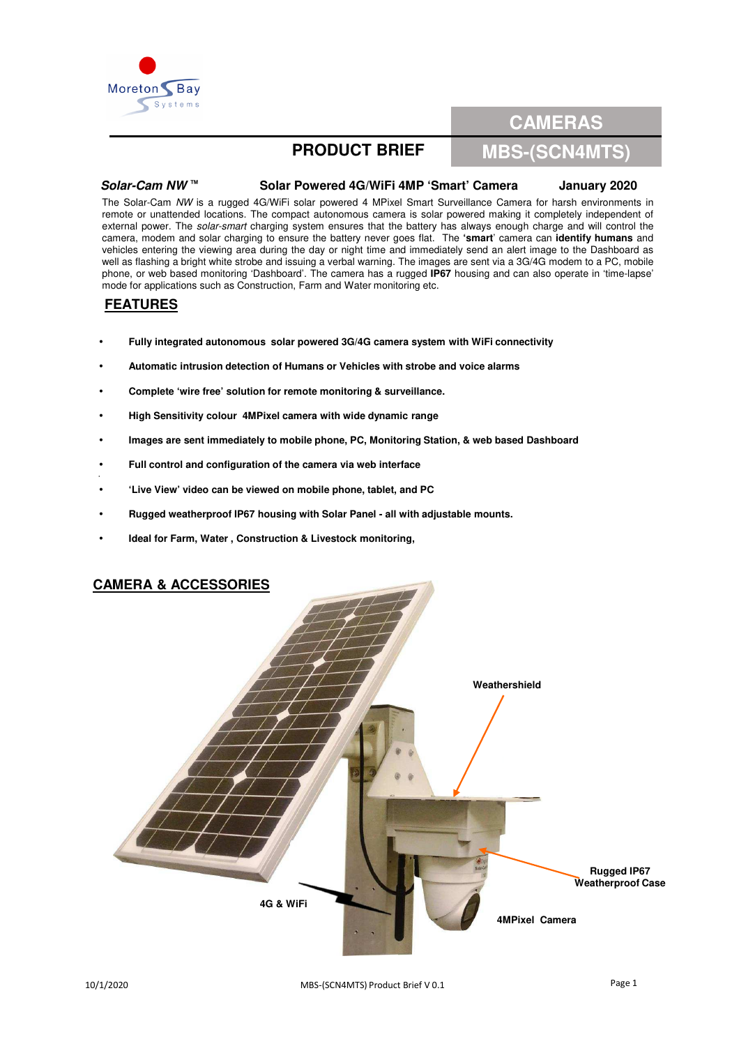# CAMERAS

# MBS-(SCN4MTS)

## PRODUCT BRIEF

***Solar-Cam NW*™** **Solar Powered 4G/WiFi 4MP 'Smart' Camera** **January 2020**

The Solar-Cam *NW* is a rugged 4G/WiFi solar powered 4 MPixel Smart Surveillance Camera for harsh environments in remote or unattended locations. The compact autonomous camera is solar powered making it completely independent of external power. The *solar-smart* charging system ensures that the battery has always enough charge and will control the camera, modem and solar charging to ensure the battery never goes flat. The **'smart**' camera can **identify humans** and vehicles entering the viewing area during the day or night time and immediately send an alert image to the Dashboard as well as flashing a bright white strobe and issuing a verbal warning. The images are sent via a 3G/4G modem to a PC, mobile phone, or web based monitoring 'Dashboard'. The camera has a rugged **IP67** housing and can also operate in 'time-lapse' mode for applications such as Construction, Farm and Water monitoring etc.

## FEATURES

- **Fully integrated autonomous solar powered 3G/4G camera system with WiFi connectivity**
- **Automatic intrusion detection of Humans or Vehicles with strobe and voice alarms**
- **Complete 'wire free' solution for remote monitoring & surveillance.**
- **High Sensitivity colour 4MPixel camera with wide dynamic range**
- **Images are sent immediately to mobile phone, PC, Monitoring Station, & web based Dashboard**
- **Full control and configuration of the camera via web interface**
- **'Live View' video can be viewed on mobile phone, tablet, and PC**
- **Rugged weatherproof IP67 housing with Solar Panel - all with adjustable mounts.**
- **Ideal for Farm, Water , Construction & Livestock monitoring,**

## CAMERA & ACCESSORIES

**Weathershield**

**Rugged IP67 Weatherproof Case**

**4G & WiFi**

**4MPixel Camera**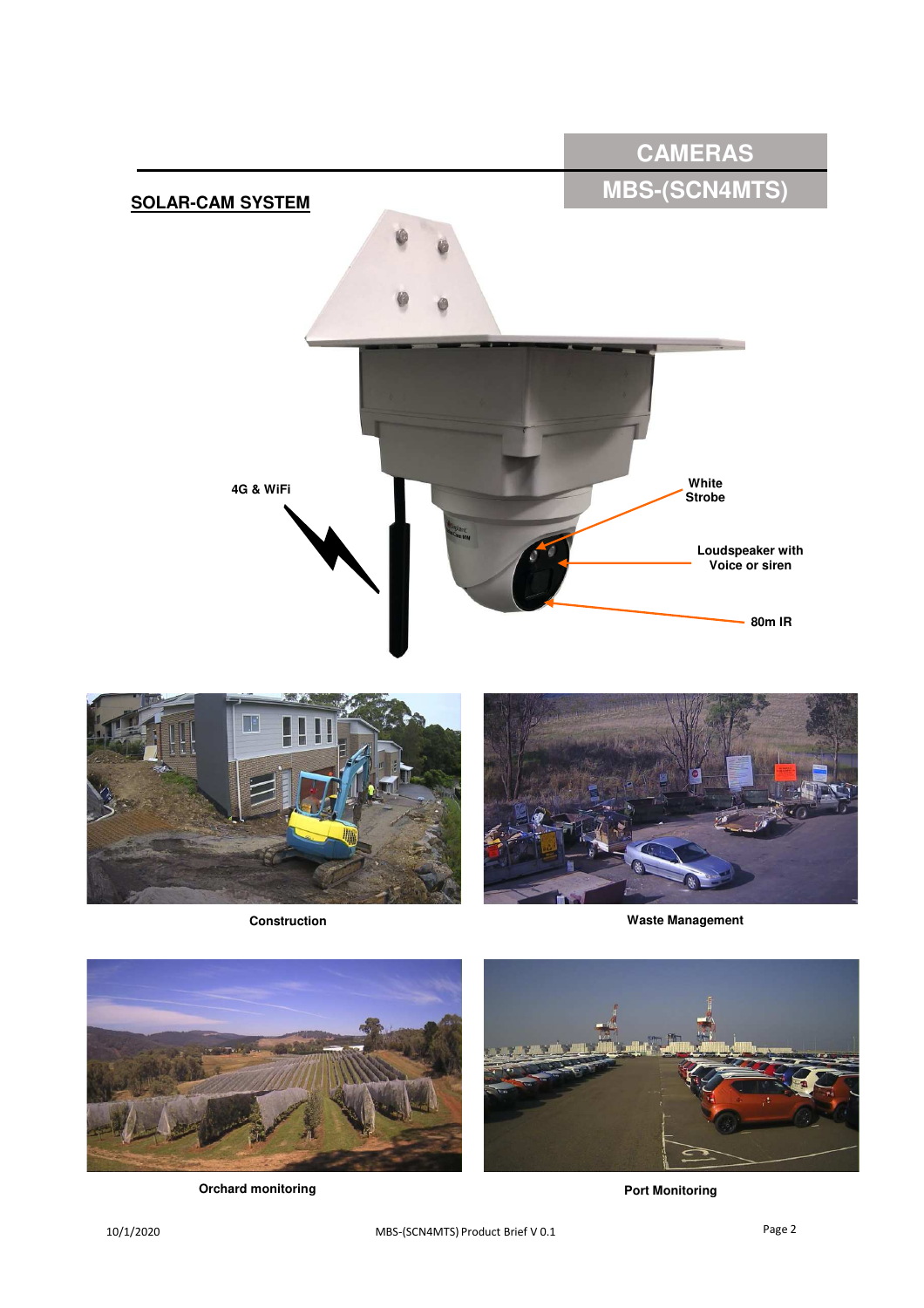# CAMERAS

## MBS-(SCN4MTS)

**SOLAR-CAM SYSTEM**

4G & WiFi

White Strobe

Loudspeaker with Voice or siren

80m IR

**Construction**

**Waste Management**

**Orchard monitoring**

**Port Monitoring**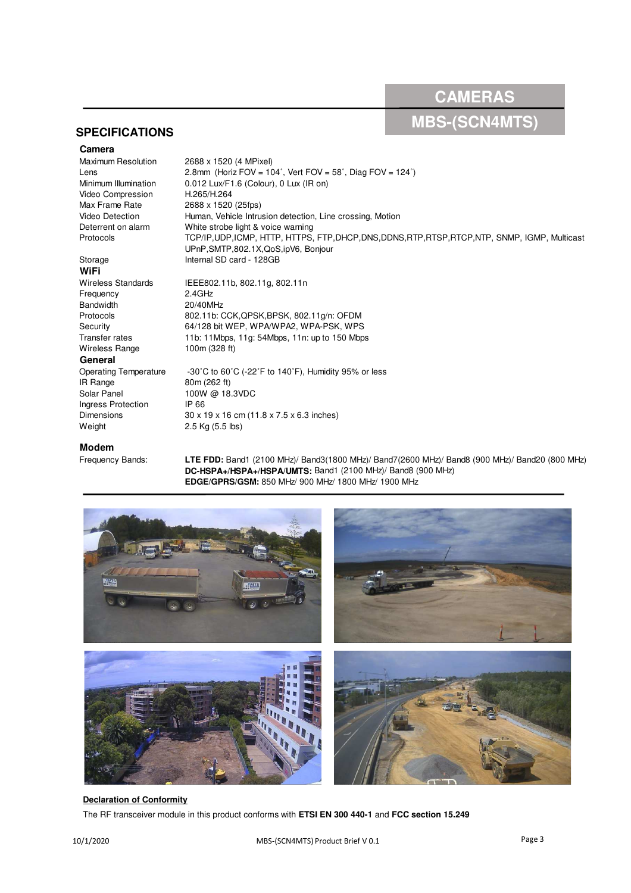# CAMERAS

# MBS-(SCN4MTS)

## SPECIFICATIONS

### Camera

| | |
|---|---|
| Maximum Resolution | 2688 x 1520 (4 MPixel) |
| Lens | 2.8mm (Horiz FOV = 104˚, Vert FOV = 58˚, Diag FOV = 124˚) |
| Minimum Illumination | 0.012 Lux/F1.6 (Colour), 0 Lux (IR on) |
| Video Compression | H.265/H.264 |
| Max Frame Rate | 2688 x 1520 (25fps) |
| Video Detection | Human, Vehicle Intrusion detection, Line crossing, Motion |
| Deterrent on alarm | White strobe light & voice warning |
| Protocols | TCP/IP,UDP,ICMP, HTTP, HTTPS, FTP,DHCP,DNS,DDNS,RTP,RTSP,RTCP,NTP, SNMP, IGMP, Multicast UPnP,SMTP,802.1X,QoS,ipV6, Bonjour |
| Storage | Internal SD card - 128GB |

### WiFi

| | |
|---|---|
| Wireless Standards | IEEE802.11b, 802.11g, 802.11n |
| Frequency | 2.4GHz |
| Bandwidth | 20/40MHz |
| Protocols | 802.11b: CCK,QPSK,BPSK, 802.11g/n: OFDM |
| Security | 64/128 bit WEP, WPA/WPA2, WPA-PSK, WPS |
| Transfer rates | 11b: 11Mbps, 11g: 54Mbps, 11n: up to 150 Mbps |
| Wireless Range | 100m (328 ft) |

### General

| | |
|---|---|
| Operating Temperature | -30˚C to 60˚C (-22˚F to 140˚F), Humidity 95% or less |
| IR Range | 80m (262 ft) |
| Solar Panel | 100W @ 18.3VDC |
| Ingress Protection | IP 66 |
| Dimensions | 30 x 19 x 16 cm (11.8 x 7.5 x 6.3 inches) |
| Weight | 2.5 Kg (5.5 lbs) |

### Modem

| | |
|---|---|
| Frequency Bands: | **LTE FDD:** Band1 (2100 MHz)/ Band3(1800 MHz)/ Band7(2600 MHz)/ Band8 (900 MHz)/ Band20 (800 MHz)<br>**DC-HSPA+/HSPA+/HSPA/UMTS:** Band1 (2100 MHz)/ Band8 (900 MHz)<br>**EDGE/GPRS/GSM:** 850 MHz/ 900 MHz/ 1800 MHz/ 1900 MHz |

**Declaration of Conformity**

The RF transceiver module in this product conforms with **ETSI EN 300 440-1** and **FCC section 15.249**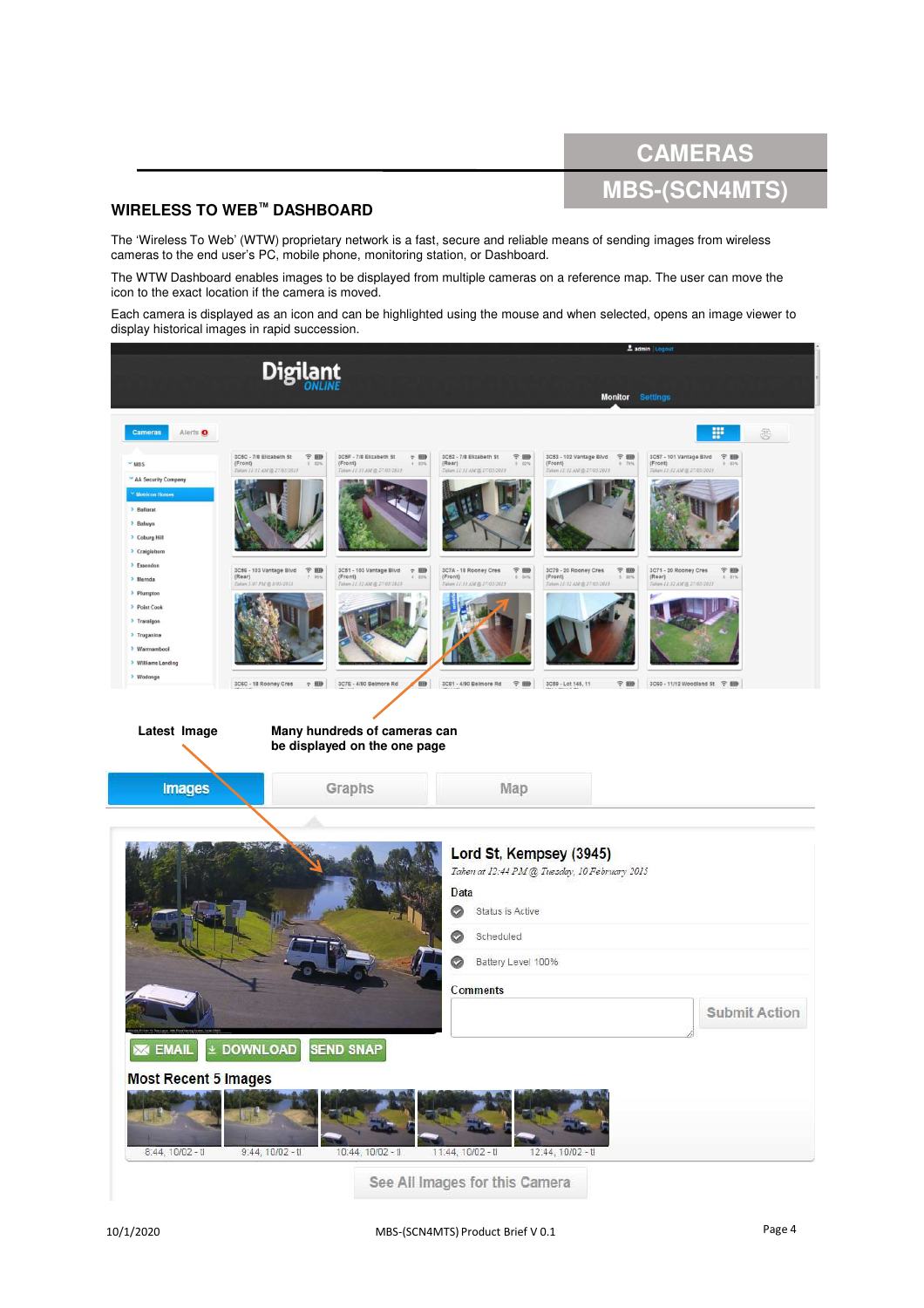## WIRELESS TO WEB™ DASHBOARD

The 'Wireless To Web' (WTW) proprietary network is a fast, secure and reliable means of sending images from wireless cameras to the end user's PC, mobile phone, monitoring station, or Dashboard.

The WTW Dashboard enables images to be displayed from multiple cameras on a reference map. The user can move the icon to the exact location if the camera is moved.

Each camera is displayed as an icon and can be highlighted using the mouse and when selected, opens an image viewer to display historical images in rapid succession.

**Latest Image**

**Many hundreds of cameras can be displayed on the one page**